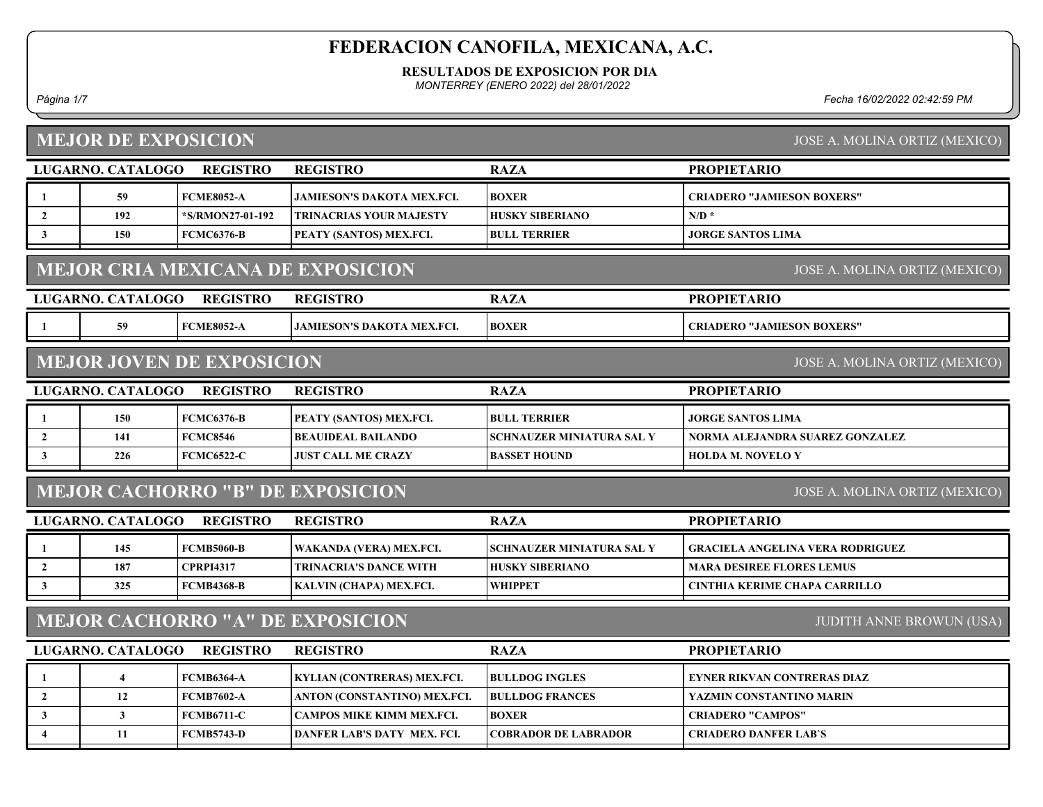# FEDERACION CANOFILA, MEXICANA, A.C.

**RESULTADOS DE EXPOSICION POR DIA**

*MONTERREY (ENERO 2022) del 28/01/2022*

*Fecha 16/02/2022 02:42:59 PM*

## MEJOR DE EXPOSICION

JOSE A. MOLINA ORTIZ (MEXICO)

| LUGAR | NO. CATALOGO | REGISTRO | REGISTRO | RAZA | PROPIETARIO |
|---|---|---|---|---|---|
| 1 | 59 | FCME8052-A | JAMIESON'S DAKOTA MEX.FCI. | BOXER | CRIADERO "JAMIESON BOXERS" |
| 2 | 192 | *S/RMON27-01-192 | TRINACRIAS YOUR MAJESTY | HUSKY SIBERIANO | N/D * |
| 3 | 150 | FCMC6376-B | PEATY (SANTOS) MEX.FCI. | BULL TERRIER | JORGE SANTOS LIMA |

## MEJOR CRIA MEXICANA DE EXPOSICION

JOSE A. MOLINA ORTIZ (MEXICO)

| LUGAR | NO. CATALOGO | REGISTRO | REGISTRO | RAZA | PROPIETARIO |
|---|---|---|---|---|---|
| 1 | 59 | FCME8052-A | JAMIESON'S DAKOTA MEX.FCI. | BOXER | CRIADERO "JAMIESON BOXERS" |

## MEJOR JOVEN DE EXPOSICION

JOSE A. MOLINA ORTIZ (MEXICO)

| LUGAR | NO. CATALOGO | REGISTRO | REGISTRO | RAZA | PROPIETARIO |
|---|---|---|---|---|---|
| 1 | 150 | FCMC6376-B | PEATY (SANTOS) MEX.FCI. | BULL TERRIER | JORGE SANTOS LIMA |
| 2 | 141 | FCMC8546 | BEAUIDEAL BAILANDO | SCHNAUZER MINIATURA SAL Y | NORMA ALEJANDRA SUAREZ GONZALEZ |
| 3 | 226 | FCMC6522-C | JUST CALL ME CRAZY | BASSET HOUND | HOLDA M. NOVELO Y |

## MEJOR CACHORRO "B" DE EXPOSICION

JOSE A. MOLINA ORTIZ (MEXICO)

| LUGAR | NO. CATALOGO | REGISTRO | REGISTRO | RAZA | PROPIETARIO |
|---|---|---|---|---|---|
| 1 | 145 | FCMB5060-B | WAKANDA (VERA) MEX.FCI. | SCHNAUZER MINIATURA SAL Y | GRACIELA ANGELINA VERA RODRIGUEZ |
| 2 | 187 | CPRPI4317 | TRINACRIA'S DANCE WITH | HUSKY SIBERIANO | MARA DESIREE FLORES LEMUS |
| 3 | 325 | FCMB4368-B | KALVIN (CHAPA) MEX.FCI. | WHIPPET | CINTHIA KERIME CHAPA CARRILLO |

## MEJOR CACHORRO "A" DE EXPOSICION

JUDITH ANNE BROWUN (USA)

| LUGAR | NO. CATALOGO | REGISTRO | REGISTRO | RAZA | PROPIETARIO |
|---|---|---|---|---|---|
| 1 | 4 | FCMB6364-A | KYLIAN (CONTRERAS) MEX.FCI. | BULLDOG INGLES | EYNER RIKVAN CONTRERAS DIAZ |
| 2 | 12 | FCMB7602-A | ANTON (CONSTANTINO) MEX.FCI. | BULLDOG FRANCES | YAZMIN CONSTANTINO MARIN |
| 3 | 3 | FCMB6711-C | CAMPOS MIKE KIMM MEX.FCI. | BOXER | CRIADERO "CAMPOS" |
| 4 | 11 | FCMB5743-D | DANFER LAB'S DATY MEX. FCI. | COBRADOR DE LABRADOR | CRIADERO DANFER LAB`S |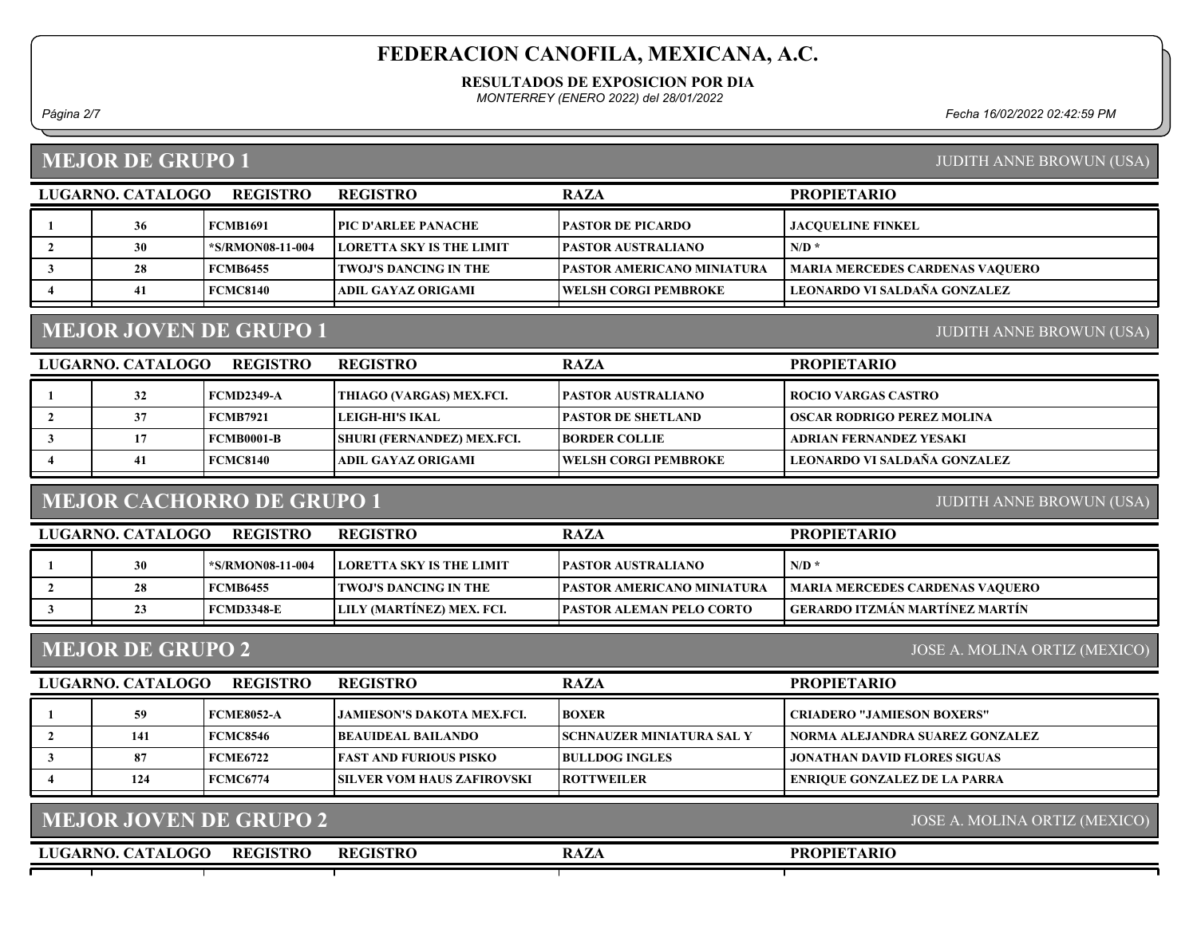# FEDERACION CANOFILA, MEXICANA, A.C.

**RESULTADOS DE EXPOSICION POR DIA**

*MONTERREY (ENERO 2022) del 28/01/2022*

*Fecha 16/02/2022 02:42:59 PM*

## MEJOR DE GRUPO 1

JUDITH ANNE BROWUN (USA)

| LUGAR | NO. CATALOGO | REGISTRO | REGISTRO | RAZA | PROPIETARIO |
|---|---|---|---|---|---|
| 1 | 36 | FCMB1691 | PIC D'ARLEE PANACHE | PASTOR DE PICARDO | JACQUELINE FINKEL |
| 2 | 30 | *S/RMON08-11-004 | LORETTA SKY IS THE LIMIT | PASTOR AUSTRALIANO | N/D * |
| 3 | 28 | FCMB6455 | TWOJ'S DANCING IN THE | PASTOR AMERICANO MINIATURA | MARIA MERCEDES CARDENAS VAQUERO |
| 4 | 41 | FCMC8140 | ADIL GAYAZ ORIGAMI | WELSH CORGI PEMBROKE | LEONARDO VI SALDAÑA GONZALEZ |

## MEJOR JOVEN DE GRUPO 1

JUDITH ANNE BROWUN (USA)

| LUGAR | NO. CATALOGO | REGISTRO | REGISTRO | RAZA | PROPIETARIO |
|---|---|---|---|---|---|
| 1 | 32 | FCMD2349-A | THIAGO (VARGAS) MEX.FCI. | PASTOR AUSTRALIANO | ROCIO VARGAS CASTRO |
| 2 | 37 | FCMB7921 | LEIGH-HI'S IKAL | PASTOR DE SHETLAND | OSCAR RODRIGO PEREZ MOLINA |
| 3 | 17 | FCMB0001-B | SHURI (FERNANDEZ) MEX.FCI. | BORDER COLLIE | ADRIAN FERNANDEZ YESAKI |
| 4 | 41 | FCMC8140 | ADIL GAYAZ ORIGAMI | WELSH CORGI PEMBROKE | LEONARDO VI SALDAÑA GONZALEZ |

## MEJOR CACHORRO DE GRUPO 1

JUDITH ANNE BROWUN (USA)

| LUGAR | NO. CATALOGO | REGISTRO | REGISTRO | RAZA | PROPIETARIO |
|---|---|---|---|---|---|
| 1 | 30 | *S/RMON08-11-004 | LORETTA SKY IS THE LIMIT | PASTOR AUSTRALIANO | N/D * |
| 2 | 28 | FCMB6455 | TWOJ'S DANCING IN THE | PASTOR AMERICANO MINIATURA | MARIA MERCEDES CARDENAS VAQUERO |
| 3 | 23 | FCMD3348-E | LILY (MARTÍNEZ) MEX. FCI. | PASTOR ALEMAN PELO CORTO | GERARDO ITZMÁN MARTÍNEZ MARTÍN |

## MEJOR DE GRUPO 2

JOSE A. MOLINA ORTIZ (MEXICO)

| LUGAR | NO. CATALOGO | REGISTRO | REGISTRO | RAZA | PROPIETARIO |
|---|---|---|---|---|---|
| 1 | 59 | FCME8052-A | JAMIESON'S DAKOTA MEX.FCI. | BOXER | CRIADERO "JAMIESON BOXERS" |
| 2 | 141 | FCMC8546 | BEAUIDEAL BAILANDO | SCHNAUZER MINIATURA SAL Y | NORMA ALEJANDRA SUAREZ GONZALEZ |
| 3 | 87 | FCME6722 | FAST AND FURIOUS PISKO | BULLDOG INGLES | JONATHAN DAVID FLORES SIGUAS |
| 4 | 124 | FCMC6774 | SILVER VOM HAUS ZAFIROVSKI | ROTTWEILER | ENRIQUE GONZALEZ DE LA PARRA |

## MEJOR JOVEN DE GRUPO 2

JOSE A. MOLINA ORTIZ (MEXICO)

| LUGAR | NO. CATALOGO | REGISTRO | REGISTRO | RAZA | PROPIETARIO |
|---|---|---|---|---|---|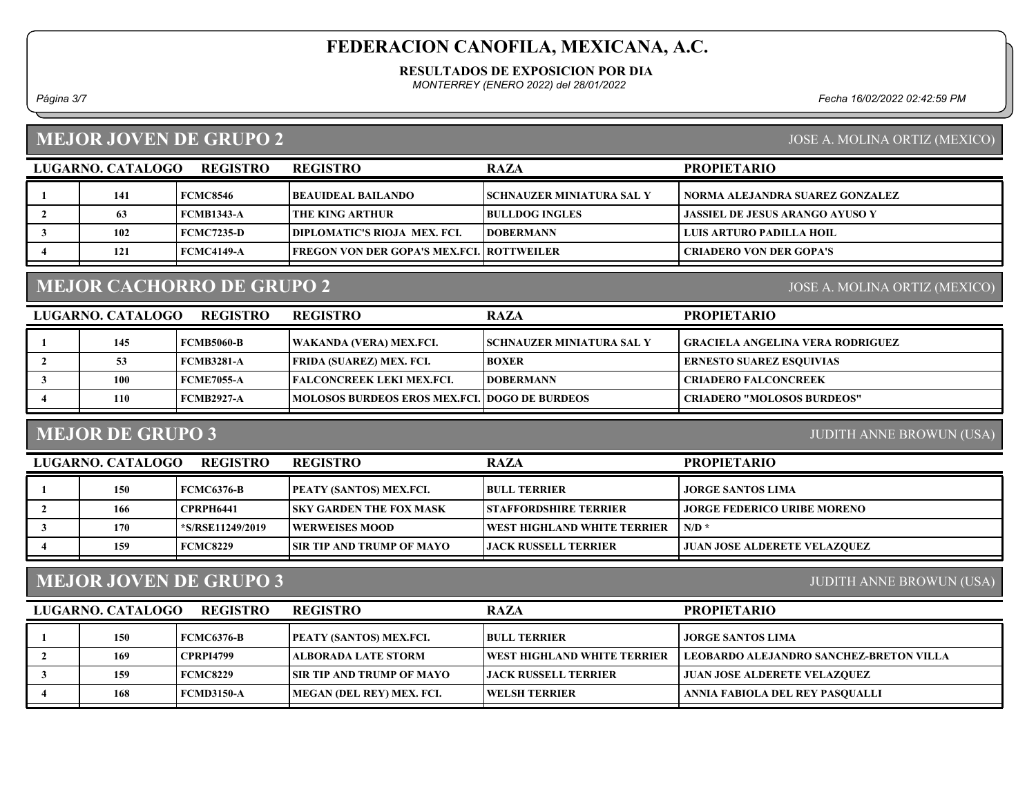# FEDERACION CANOFILA, MEXICANA, A.C.

**RESULTADOS DE EXPOSICION POR DIA**

*MONTERREY (ENERO 2022) del 28/01/2022*

## MEJOR JOVEN DE GRUPO 2

JOSE A. MOLINA ORTIZ (MEXICO)

| LUGAR | NO. CATALOGO | REGISTRO | REGISTRO | RAZA | PROPIETARIO |
|---|---|---|---|---|---|
| 1 | 141 | FCMC8546 | BEAUIDEAL BAILANDO | SCHNAUZER MINIATURA SAL Y | NORMA ALEJANDRA SUAREZ GONZALEZ |
| 2 | 63 | FCMB1343-A | THE KING ARTHUR | BULLDOG INGLES | JASSIEL DE JESUS ARANGO AYUSO Y |
| 3 | 102 | FCMC7235-D | DIPLOMATIC'S RIOJA MEX. FCI. | DOBERMANN | LUIS ARTURO PADILLA HOIL |
| 4 | 121 | FCMC4149-A | FREGON VON DER GOPA'S MEX.FCI. | ROTTWEILER | CRIADERO VON DER GOPA'S |

## MEJOR CACHORRO DE GRUPO 2

JOSE A. MOLINA ORTIZ (MEXICO)

| LUGAR | NO. CATALOGO | REGISTRO | REGISTRO | RAZA | PROPIETARIO |
|---|---|---|---|---|---|
| 1 | 145 | FCMB5060-B | WAKANDA (VERA) MEX.FCI. | SCHNAUZER MINIATURA SAL Y | GRACIELA ANGELINA VERA RODRIGUEZ |
| 2 | 53 | FCMB3281-A | FRIDA (SUAREZ) MEX. FCI. | BOXER | ERNESTO SUAREZ ESQUIVIAS |
| 3 | 100 | FCME7055-A | FALCONCREEK LEKI MEX.FCI. | DOBERMANN | CRIADERO FALCONCREEK |
| 4 | 110 | FCMB2927-A | MOLOSOS BURDEOS EROS MEX.FCI. | DOGO DE BURDEOS | CRIADERO "MOLOSOS BURDEOS" |

## MEJOR DE GRUPO 3

JUDITH ANNE BROWUN (USA)

| LUGAR | NO. CATALOGO | REGISTRO | REGISTRO | RAZA | PROPIETARIO |
|---|---|---|---|---|---|
| 1 | 150 | FCMC6376-B | PEATY (SANTOS) MEX.FCI. | BULL TERRIER | JORGE SANTOS LIMA |
| 2 | 166 | CPRPH6441 | SKY GARDEN THE FOX MASK | STAFFORDSHIRE TERRIER | JORGE FEDERICO URIBE MORENO |
| 3 | 170 | *S/RSE11249/2019 | WERWEISES MOOD | WEST HIGHLAND WHITE TERRIER | N/D * |
| 4 | 159 | FCMC8229 | SIR TIP AND TRUMP OF MAYO | JACK RUSSELL TERRIER | JUAN JOSE ALDERETE VELAZQUEZ |

## MEJOR JOVEN DE GRUPO 3

JUDITH ANNE BROWUN (USA)

| LUGAR | NO. CATALOGO | REGISTRO | REGISTRO | RAZA | PROPIETARIO |
|---|---|---|---|---|---|
| 1 | 150 | FCMC6376-B | PEATY (SANTOS) MEX.FCI. | BULL TERRIER | JORGE SANTOS LIMA |
| 2 | 169 | CPRPI4799 | ALBORADA LATE STORM | WEST HIGHLAND WHITE TERRIER | LEOBARDO ALEJANDRO SANCHEZ-BRETON VILLA |
| 3 | 159 | FCMC8229 | SIR TIP AND TRUMP OF MAYO | JACK RUSSELL TERRIER | JUAN JOSE ALDERETE VELAZQUEZ |
| 4 | 168 | FCMD3150-A | MEGAN (DEL REY) MEX. FCI. | WELSH TERRIER | ANNIA FABIOLA DEL REY PASQUALLI |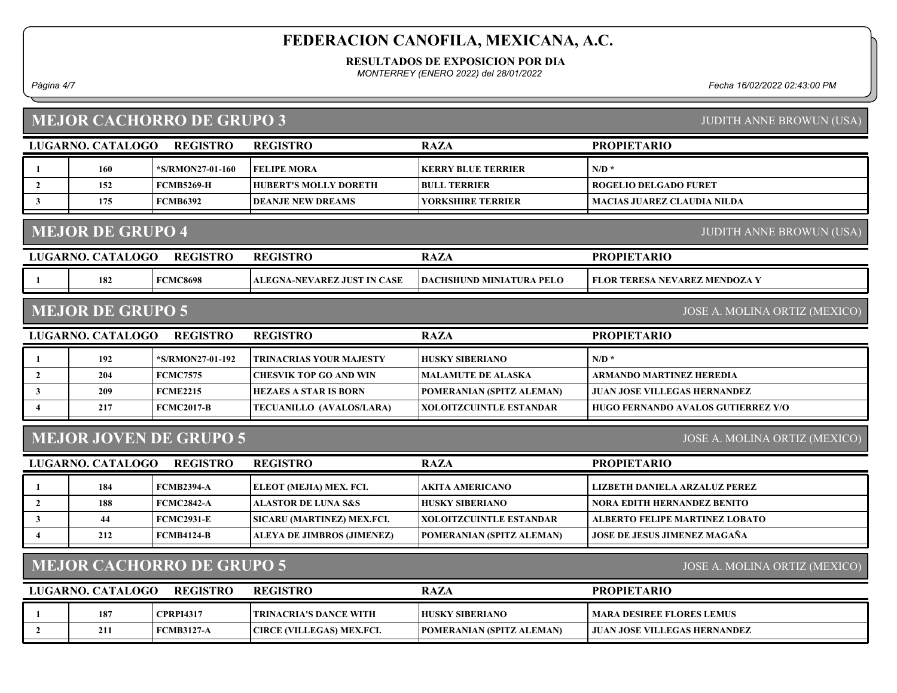# FEDERACION CANOFILA, MEXICANA, A.C.

**RESULTADOS DE EXPOSICION POR DIA**

*MONTERREY (ENERO 2022) del 28/01/2022*

*Fecha 16/02/2022 02:43:00 PM*

## MEJOR CACHORRO DE GRUPO 3

JUDITH ANNE BROWUN (USA)

| LUGAR | NO. CATALOGO | REGISTRO | REGISTRO | RAZA | PROPIETARIO |
|---|---|---|---|---|---|
| 1 | 160 | *S/RMON27-01-160 | FELIPE MORA | KERRY BLUE TERRIER | N/D * |
| 2 | 152 | FCMB5269-H | HUBERT'S MOLLY DORETH | BULL TERRIER | ROGELIO DELGADO FURET |
| 3 | 175 | FCMB6392 | DEANJE NEW DREAMS | YORKSHIRE TERRIER | MACIAS JUAREZ CLAUDIA NILDA |

## MEJOR DE GRUPO 4

JUDITH ANNE BROWUN (USA)

| LUGAR | NO. CATALOGO | REGISTRO | REGISTRO | RAZA | PROPIETARIO |
|---|---|---|---|---|---|
| 1 | 182 | FCMC8698 | ALEGNA-NEVAREZ JUST IN CASE | DACHSHUND MINIATURA PELO | FLOR TERESA NEVAREZ MENDOZA Y |

## MEJOR DE GRUPO 5

JOSE A. MOLINA ORTIZ (MEXICO)

| LUGAR | NO. CATALOGO | REGISTRO | REGISTRO | RAZA | PROPIETARIO |
|---|---|---|---|---|---|
| 1 | 192 | *S/RMON27-01-192 | TRINACRIAS YOUR MAJESTY | HUSKY SIBERIANO | N/D * |
| 2 | 204 | FCMC7575 | CHESVIK TOP GO AND WIN | MALAMUTE DE ALASKA | ARMANDO MARTINEZ HEREDIA |
| 3 | 209 | FCME2215 | HEZAES A STAR IS BORN | POMERANIAN (SPITZ ALEMAN) | JUAN JOSE VILLEGAS HERNANDEZ |
| 4 | 217 | FCMC2017-B | TECUANILLO (AVALOS/LARA) | XOLOITZCUINTLE ESTANDAR | HUGO FERNANDO AVALOS GUTIERREZ Y/O |

## MEJOR JOVEN DE GRUPO 5

JOSE A. MOLINA ORTIZ (MEXICO)

| LUGAR | NO. CATALOGO | REGISTRO | REGISTRO | RAZA | PROPIETARIO |
|---|---|---|---|---|---|
| 1 | 184 | FCMB2394-A | ELEOT (MEJIA) MEX. FCI. | AKITA AMERICANO | LIZBETH DANIELA ARZALUZ PEREZ |
| 2 | 188 | FCMC2842-A | ALASTOR DE LUNA S&S | HUSKY SIBERIANO | NORA EDITH HERNANDEZ BENITO |
| 3 | 44 | FCMC2931-E | SICARU (MARTINEZ) MEX.FCI. | XOLOITZCUINTLE ESTANDAR | ALBERTO FELIPE MARTINEZ LOBATO |
| 4 | 212 | FCMB4124-B | ALEYA DE JIMBROS (JIMENEZ) | POMERANIAN (SPITZ ALEMAN) | JOSE DE JESUS JIMENEZ MAGAÑA |

## MEJOR CACHORRO DE GRUPO 5

JOSE A. MOLINA ORTIZ (MEXICO)

| LUGAR | NO. CATALOGO | REGISTRO | REGISTRO | RAZA | PROPIETARIO |
|---|---|---|---|---|---|
| 1 | 187 | CPRPI4317 | TRINACRIA'S DANCE WITH | HUSKY SIBERIANO | MARA DESIREE FLORES LEMUS |
| 2 | 211 | FCMB3127-A | CIRCE (VILLEGAS) MEX.FCI. | POMERANIAN (SPITZ ALEMAN) | JUAN JOSE VILLEGAS HERNANDEZ |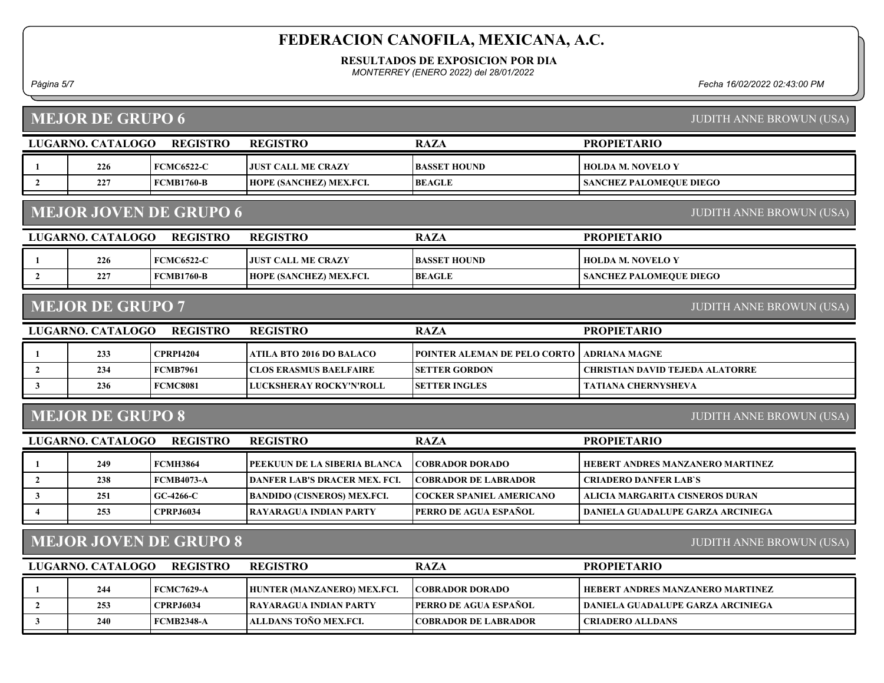# FEDERACION CANOFILA, MEXICANA, A.C.

**RESULTADOS DE EXPOSICION POR DIA**

*MONTERREY (ENERO 2022) del 28/01/2022*

*Página 5/7* *Fecha 16/02/2022 02:43:00 PM*

## MEJOR DE GRUPO 6

JUDITH ANNE BROWUN (USA)

| LUGAR | NO. CATALOGO | REGISTRO | REGISTRO | RAZA | PROPIETARIO |
|---|---|---|---|---|---|
| 1 | 226 | FCMC6522-C | JUST CALL ME CRAZY | BASSET HOUND | HOLDA M. NOVELO Y |
| 2 | 227 | FCMB1760-B | HOPE (SANCHEZ) MEX.FCI. | BEAGLE | SANCHEZ PALOMEQUE DIEGO |

## MEJOR JOVEN DE GRUPO 6

JUDITH ANNE BROWUN (USA)

| LUGAR | NO. CATALOGO | REGISTRO | REGISTRO | RAZA | PROPIETARIO |
|---|---|---|---|---|---|
| 1 | 226 | FCMC6522-C | JUST CALL ME CRAZY | BASSET HOUND | HOLDA M. NOVELO Y |
| 2 | 227 | FCMB1760-B | HOPE (SANCHEZ) MEX.FCI. | BEAGLE | SANCHEZ PALOMEQUE DIEGO |

## MEJOR DE GRUPO 7

JUDITH ANNE BROWUN (USA)

| LUGAR | NO. CATALOGO | REGISTRO | REGISTRO | RAZA | PROPIETARIO |
|---|---|---|---|---|---|
| 1 | 233 | CPRPI4204 | ATILA BTO 2016 DO BALACO | POINTER ALEMAN DE PELO CORTO | ADRIANA MAGNE |
| 2 | 234 | FCMB7961 | CLOS ERASMUS BAELFAIRE | SETTER GORDON | CHRISTIAN DAVID TEJEDA ALATORRE |
| 3 | 236 | FCMC8081 | LUCKSHERAY ROCKY'N'ROLL | SETTER INGLES | TATIANA CHERNYSHEVA |

## MEJOR DE GRUPO 8

JUDITH ANNE BROWUN (USA)

| LUGAR | NO. CATALOGO | REGISTRO | REGISTRO | RAZA | PROPIETARIO |
|---|---|---|---|---|---|
| 1 | 249 | FCMH3864 | PEEKUUN DE LA SIBERIA BLANCA | COBRADOR DORADO | HEBERT ANDRES MANZANERO MARTINEZ |
| 2 | 238 | FCMB4073-A | DANFER LAB'S DRACER MEX. FCI. | COBRADOR DE LABRADOR | CRIADERO DANFER LAB`S |
| 3 | 251 | GC-4266-C | BANDIDO (CISNEROS) MEX.FCI. | COCKER SPANIEL AMERICANO | ALICIA MARGARITA CISNEROS DURAN |
| 4 | 253 | CPRPJ6034 | RAYARAGUA INDIAN PARTY | PERRO DE AGUA ESPAÑOL | DANIELA GUADALUPE GARZA ARCINIEGA |

## MEJOR JOVEN DE GRUPO 8

JUDITH ANNE BROWUN (USA)

| LUGAR | NO. CATALOGO | REGISTRO | REGISTRO | RAZA | PROPIETARIO |
|---|---|---|---|---|---|
| 1 | 244 | FCMC7629-A | HUNTER (MANZANERO) MEX.FCI. | COBRADOR DORADO | HEBERT ANDRES MANZANERO MARTINEZ |
| 2 | 253 | CPRPJ6034 | RAYARAGUA INDIAN PARTY | PERRO DE AGUA ESPAÑOL | DANIELA GUADALUPE GARZA ARCINIEGA |
| 3 | 240 | FCMB2348-A | ALLDANS TOÑO MEX.FCI. | COBRADOR DE LABRADOR | CRIADERO ALLDANS |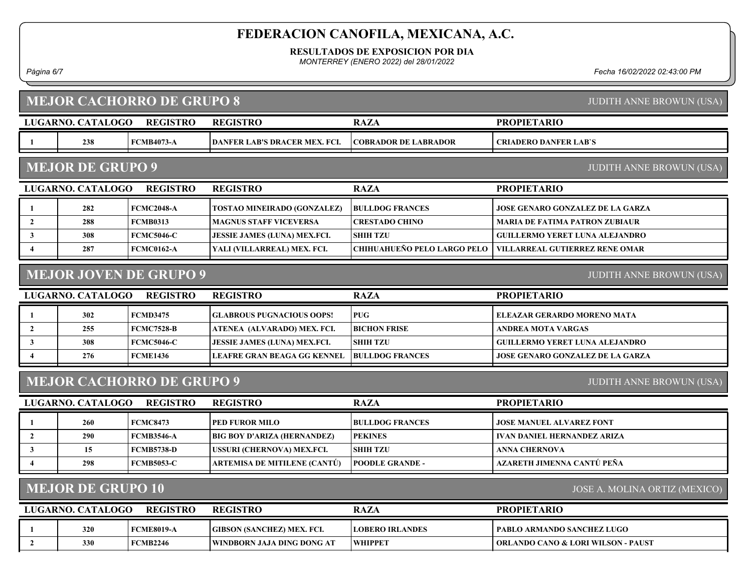# FEDERACION CANOFILA, MEXICANA, A.C.

**RESULTADOS DE EXPOSICION POR DIA**

*MONTERREY (ENERO 2022) del 28/01/2022*

*Fecha 16/02/2022 02:43:00 PM*

## MEJOR CACHORRO DE GRUPO 8

JUDITH ANNE BROWUN (USA)

| LUGAR | NO. CATALOGO | REGISTRO | REGISTRO | RAZA | PROPIETARIO |
|---|---|---|---|---|---|
| 1 | 238 | FCMB4073-A | DANFER LAB'S DRACER MEX. FCI. | COBRADOR DE LABRADOR | CRIADERO DANFER LAB`S |

## MEJOR DE GRUPO 9

JUDITH ANNE BROWUN (USA)

| LUGAR | NO. CATALOGO | REGISTRO | REGISTRO | RAZA | PROPIETARIO |
|---|---|---|---|---|---|
| 1 | 282 | FCMC2048-A | TOSTAO MINEIRADO (GONZALEZ) | BULLDOG FRANCES | JOSE GENARO GONZALEZ DE LA GARZA |
| 2 | 288 | FCMB0313 | MAGNUS STAFF VICEVERSA | CRESTADO CHINO | MARIA DE FATIMA PATRON ZUBIAUR |
| 3 | 308 | FCMC5046-C | JESSIE JAMES (LUNA) MEX.FCI. | SHIH TZU | GUILLERMO YERET LUNA ALEJANDRO |
| 4 | 287 | FCMC0162-A | YALI (VILLARREAL) MEX. FCI. | CHIHUAHUEÑO PELO LARGO PELO | VILLARREAL GUTIERREZ RENE OMAR |

## MEJOR JOVEN DE GRUPO 9

JUDITH ANNE BROWUN (USA)

| LUGAR | NO. CATALOGO | REGISTRO | REGISTRO | RAZA | PROPIETARIO |
|---|---|---|---|---|---|
| 1 | 302 | FCMD3475 | GLABROUS PUGNACIOUS OOPS! | PUG | ELEAZAR GERARDO MORENO MATA |
| 2 | 255 | FCMC7528-B | ATENEA (ALVARADO) MEX. FCI. | BICHON FRISE | ANDREA MOTA VARGAS |
| 3 | 308 | FCMC5046-C | JESSIE JAMES (LUNA) MEX.FCI. | SHIH TZU | GUILLERMO YERET LUNA ALEJANDRO |
| 4 | 276 | FCME1436 | LEAFRE GRAN BEAGA GG KENNEL | BULLDOG FRANCES | JOSE GENARO GONZALEZ DE LA GARZA |

## MEJOR CACHORRO DE GRUPO 9

JUDITH ANNE BROWUN (USA)

| LUGAR | NO. CATALOGO | REGISTRO | REGISTRO | RAZA | PROPIETARIO |
|---|---|---|---|---|---|
| 1 | 260 | FCMC8473 | PED FUROR MILO | BULLDOG FRANCES | JOSE MANUEL ALVAREZ FONT |
| 2 | 290 | FCMB3546-A | BIG BOY D'ARIZA (HERNANDEZ) | PEKINES | IVAN DANIEL HERNANDEZ ARIZA |
| 3 | 15 | FCMB5738-D | USSURI (CHERNOVA) MEX.FCI. | SHIH TZU | ANNA CHERNOVA |
| 4 | 298 | FCMB5053-C | ARTEMISA DE MITILENE (CANTÚ) | POODLE GRANDE - | AZARETH JIMENNA CANTÚ PEÑA |

## MEJOR DE GRUPO 10

JOSE A. MOLINA ORTIZ (MEXICO)

| LUGAR | NO. CATALOGO | REGISTRO | REGISTRO | RAZA | PROPIETARIO |
|---|---|---|---|---|---|
| 1 | 320 | FCME8019-A | GIBSON (SANCHEZ) MEX. FCI. | LOBERO IRLANDES | PABLO ARMANDO SANCHEZ LUGO |
| 2 | 330 | FCMB2246 | WINDBORN JAJA DING DONG AT | WHIPPET | ORLANDO CANO & LORI WILSON - PAUST |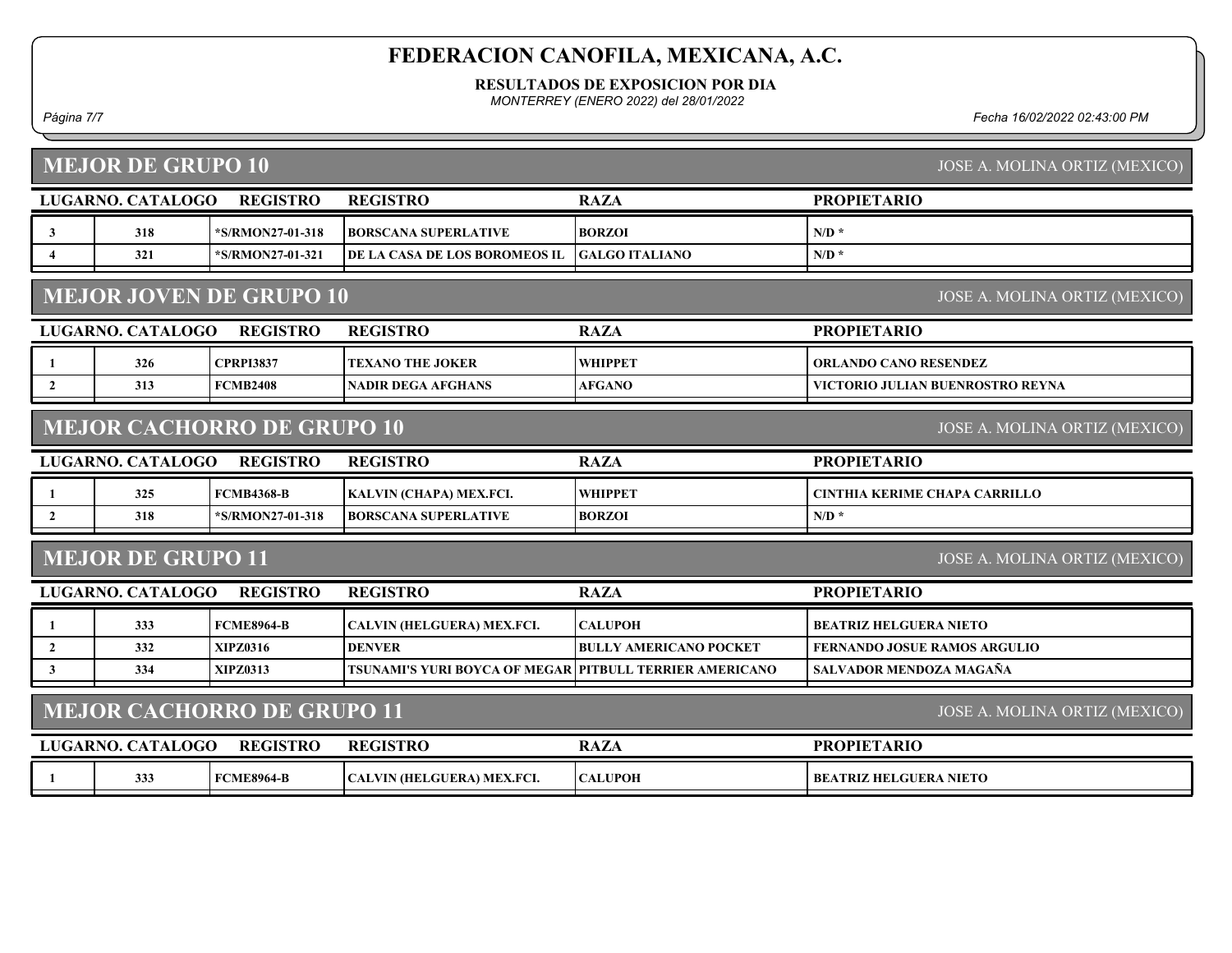# FEDERACION CANOFILA, MEXICANA, A.C.

**RESULTADOS DE EXPOSICION POR DIA**

*MONTERREY (ENERO 2022) del 28/01/2022*

*Fecha 16/02/2022 02:43:00 PM*

## MEJOR DE GRUPO 10

JOSE A. MOLINA ORTIZ (MEXICO)

| LUGAR | NO. CATALOGO | REGISTRO | REGISTRO | RAZA | PROPIETARIO |
|---|---|---|---|---|---|
| 3 | 318 | *S/RMON27-01-318 | BORSCANA SUPERLATIVE | BORZOI | N/D * |
| 4 | 321 | *S/RMON27-01-321 | DE LA CASA DE LOS BOROMEOS IL | GALGO ITALIANO | N/D * |

## MEJOR JOVEN DE GRUPO 10

JOSE A. MOLINA ORTIZ (MEXICO)

| LUGAR | NO. CATALOGO | REGISTRO | REGISTRO | RAZA | PROPIETARIO |
|---|---|---|---|---|---|
| 1 | 326 | CPRPI3837 | TEXANO THE JOKER | WHIPPET | ORLANDO CANO RESENDEZ |
| 2 | 313 | FCMB2408 | NADIR DEGA AFGHANS | AFGANO | VICTORIO JULIAN BUENROSTRO REYNA |

## MEJOR CACHORRO DE GRUPO 10

JOSE A. MOLINA ORTIZ (MEXICO)

| LUGAR | NO. CATALOGO | REGISTRO | REGISTRO | RAZA | PROPIETARIO |
|---|---|---|---|---|---|
| 1 | 325 | FCMB4368-B | KALVIN (CHAPA) MEX.FCI. | WHIPPET | CINTHIA KERIME CHAPA CARRILLO |
| 2 | 318 | *S/RMON27-01-318 | BORSCANA SUPERLATIVE | BORZOI | N/D * |

## MEJOR DE GRUPO 11

JOSE A. MOLINA ORTIZ (MEXICO)

| LUGAR | NO. CATALOGO | REGISTRO | REGISTRO | RAZA | PROPIETARIO |
|---|---|---|---|---|---|
| 1 | 333 | FCME8964-B | CALVIN (HELGUERA) MEX.FCI. | CALUPOH | BEATRIZ HELGUERA NIETO |
| 2 | 332 | XIPZ0316 | DENVER | BULLY AMERICANO POCKET | FERNANDO JOSUE RAMOS ARGULIO |
| 3 | 334 | XIPZ0313 | TSUNAMI'S YURI BOYCA OF MEGAR | PITBULL TERRIER AMERICANO | SALVADOR MENDOZA MAGAÑA |

## MEJOR CACHORRO DE GRUPO 11

JOSE A. MOLINA ORTIZ (MEXICO)

| LUGAR | NO. CATALOGO | REGISTRO | REGISTRO | RAZA | PROPIETARIO |
|---|---|---|---|---|---|
| 1 | 333 | FCME8964-B | CALVIN (HELGUERA) MEX.FCI. | CALUPOH | BEATRIZ HELGUERA NIETO |